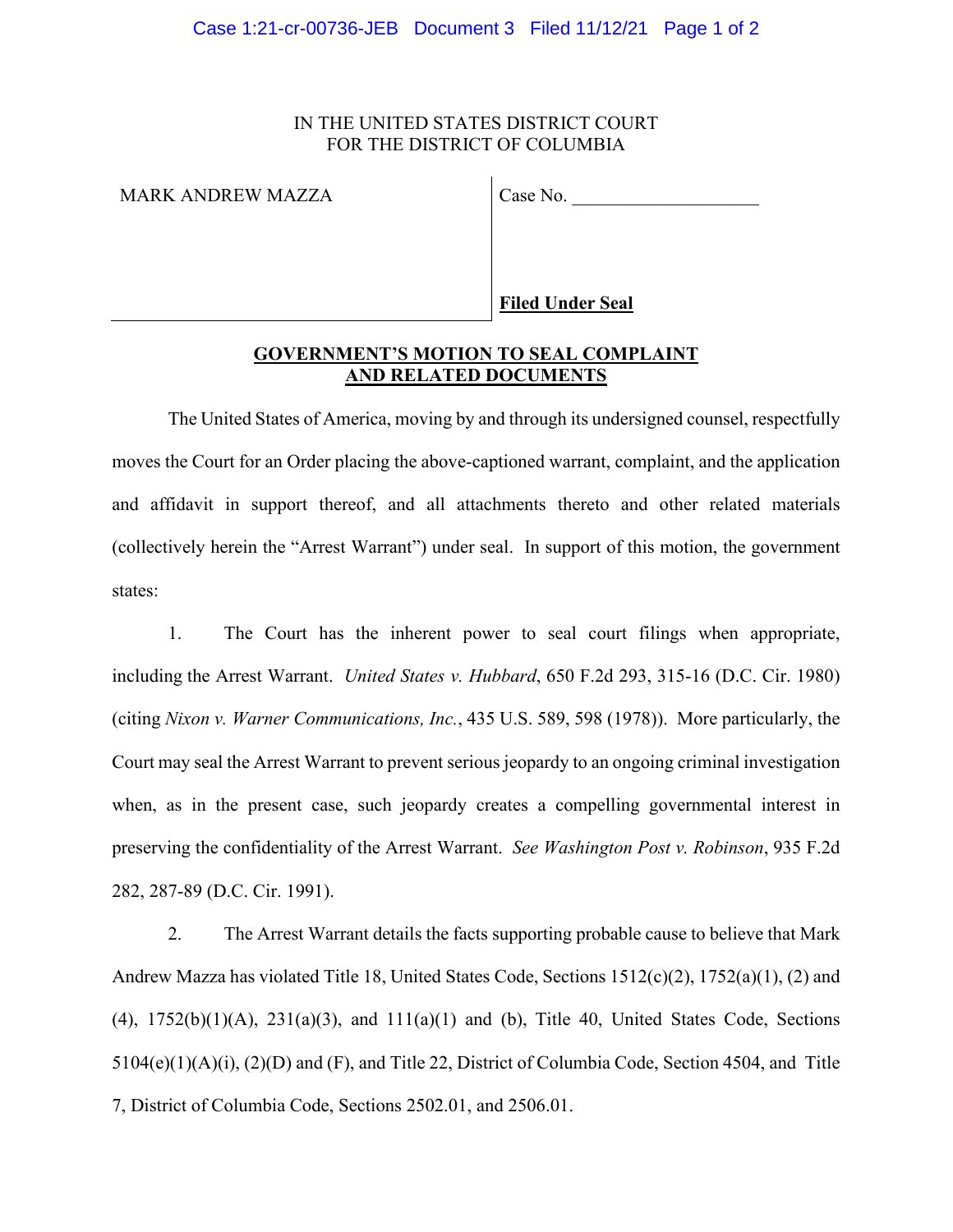IN THE UNITED STATES DISTRICT COURT
FOR THE DISTRICT OF COLUMBIA

MARK ANDREW MAZZA

Case No. ____________________

**Filed Under Seal**

## GOVERNMENT'S MOTION TO SEAL COMPLAINT AND RELATED DOCUMENTS

The United States of America, moving by and through its undersigned counsel, respectfully moves the Court for an Order placing the above-captioned warrant, complaint, and the application and affidavit in support thereof, and all attachments thereto and other related materials (collectively herein the "Arrest Warrant") under seal. In support of this motion, the government states:

1. The Court has the inherent power to seal court filings when appropriate, including the Arrest Warrant. *United States v. Hubbard*, 650 F.2d 293, 315-16 (D.C. Cir. 1980) (citing *Nixon v. Warner Communications, Inc.*, 435 U.S. 589, 598 (1978)). More particularly, the Court may seal the Arrest Warrant to prevent serious jeopardy to an ongoing criminal investigation when, as in the present case, such jeopardy creates a compelling governmental interest in preserving the confidentiality of the Arrest Warrant. *See Washington Post v. Robinson*, 935 F.2d 282, 287-89 (D.C. Cir. 1991).

2. The Arrest Warrant details the facts supporting probable cause to believe that Mark Andrew Mazza has violated Title 18, United States Code, Sections 1512(c)(2), 1752(a)(1), (2) and (4), 1752(b)(1)(A), 231(a)(3), and 111(a)(1) and (b), Title 40, United States Code, Sections 5104(e)(1)(A)(i), (2)(D) and (F), and Title 22, District of Columbia Code, Section 4504, and Title 7, District of Columbia Code, Sections 2502.01, and 2506.01.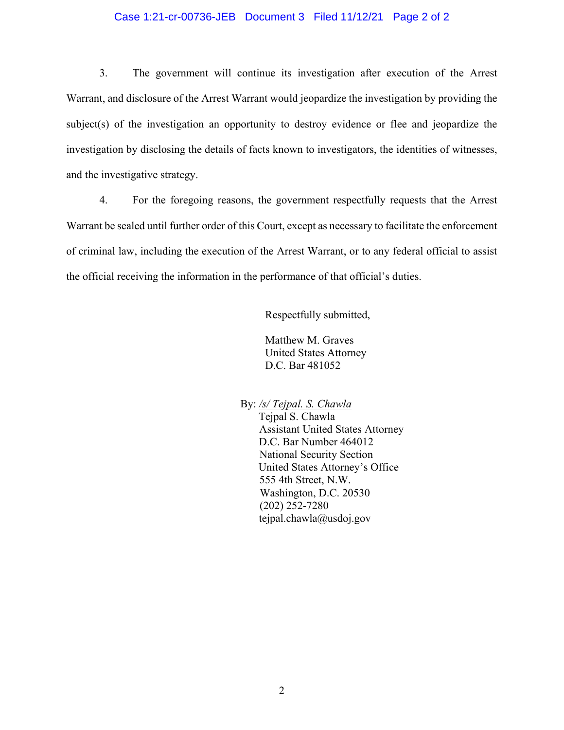3. The government will continue its investigation after execution of the Arrest Warrant, and disclosure of the Arrest Warrant would jeopardize the investigation by providing the subject(s) of the investigation an opportunity to destroy evidence or flee and jeopardize the investigation by disclosing the details of facts known to investigators, the identities of witnesses, and the investigative strategy.

4. For the foregoing reasons, the government respectfully requests that the Arrest Warrant be sealed until further order of this Court, except as necessary to facilitate the enforcement of criminal law, including the execution of the Arrest Warrant, or to any federal official to assist the official receiving the information in the performance of that official's duties.

Respectfully submitted,

Matthew M. Graves
United States Attorney
D.C. Bar 481052

By: /s/ Tejpal. S. Chawla
Tejpal S. Chawla
Assistant United States Attorney
D.C. Bar Number 464012
National Security Section
United States Attorney's Office
555 4th Street, N.W.
Washington, D.C. 20530
(202) 252-7280
tejpal.chawla@usdoj.gov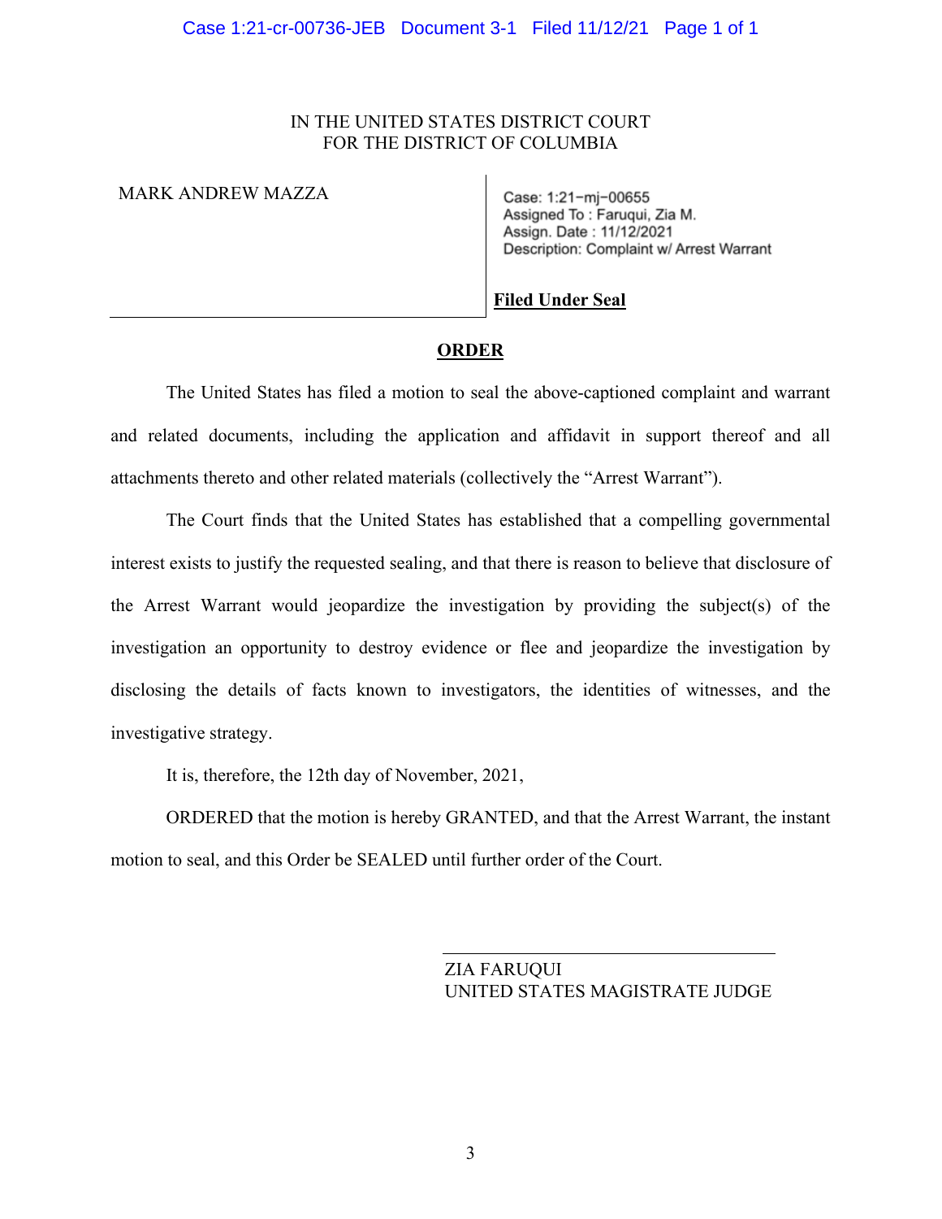IN THE UNITED STATES DISTRICT COURT
FOR THE DISTRICT OF COLUMBIA

MARK ANDREW MAZZA

Case: 1:21-mj-00655
Assigned To : Faruqui, Zia M.
Assign. Date : 11/12/2021
Description: Complaint w/ Arrest Warrant

**Filed Under Seal**

## ORDER

The United States has filed a motion to seal the above-captioned complaint and warrant and related documents, including the application and affidavit in support thereof and all attachments thereto and other related materials (collectively the "Arrest Warrant").

The Court finds that the United States has established that a compelling governmental interest exists to justify the requested sealing, and that there is reason to believe that disclosure of the Arrest Warrant would jeopardize the investigation by providing the subject(s) of the investigation an opportunity to destroy evidence or flee and jeopardize the investigation by disclosing the details of facts known to investigators, the identities of witnesses, and the investigative strategy.

It is, therefore, the 12th day of November, 2021,

ORDERED that the motion is hereby GRANTED, and that the Arrest Warrant, the instant motion to seal, and this Order be SEALED until further order of the Court.

ZIA FARUQUI
UNITED STATES MAGISTRATE JUDGE